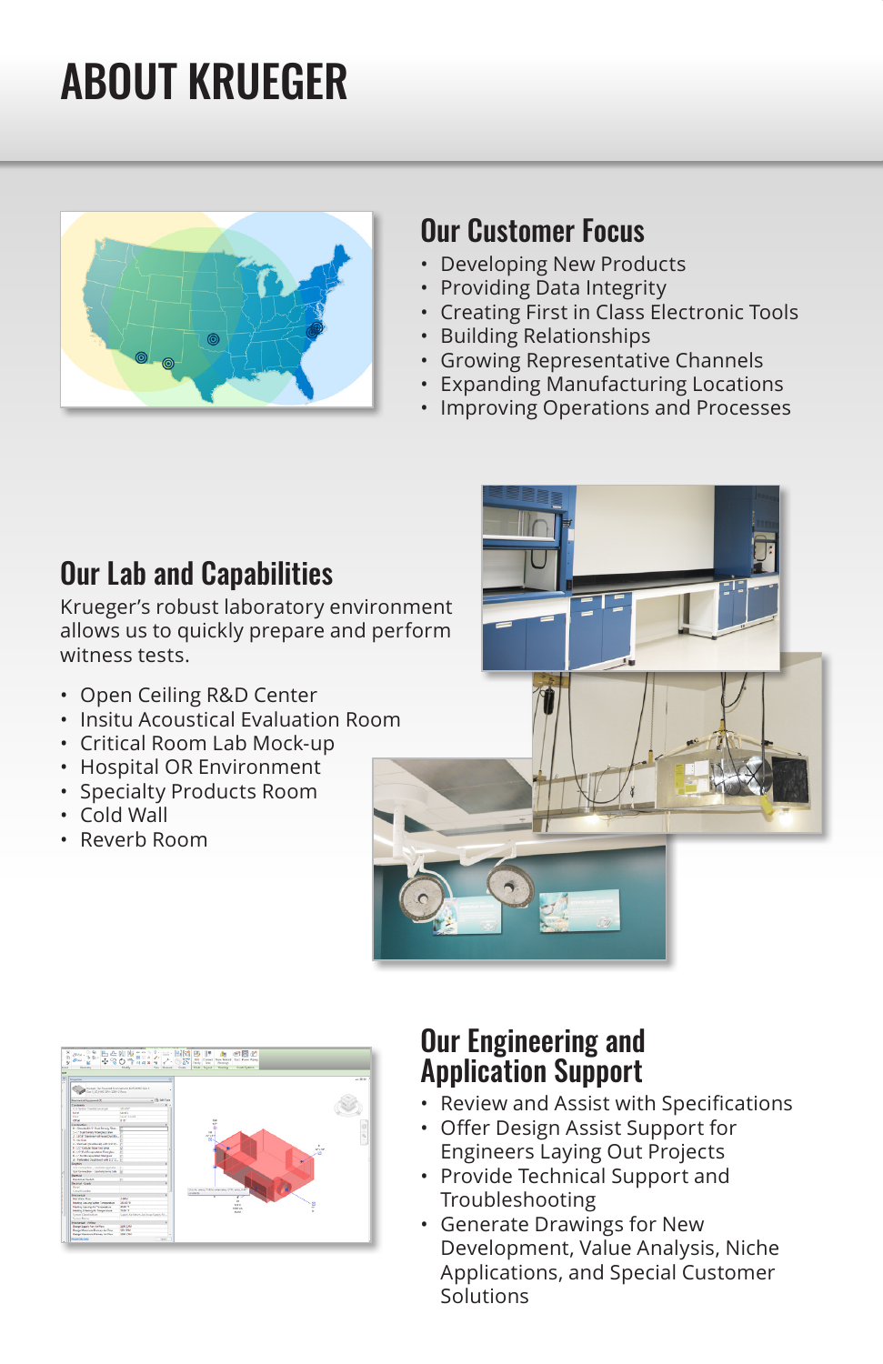# ABOUT KRUEGER

## Our Customer Focus

- Developing New Products
- Providing Data Integrity
- Creating First in Class Electronic Tools
- Building Relationships
- Growing Representative Channels
- Expanding Manufacturing Locations
- Improving Operations and Processes

## Our Lab and Capabilities

Krueger's robust laboratory environment allows us to quickly prepare and perform witness tests.

- Open Ceiling R&D Center
- Insitu Acoustical Evaluation Room
- Critical Room Lab Mock-up
- Hospital OR Environment
- Specialty Products Room
- Cold Wall
- Reverb Room

## Our Engineering and Application Support

- Review and Assist with Specifications
- Offer Design Assist Support for Engineers Laying Out Projects
- Provide Technical Support and Troubleshooting
- Generate Drawings for New Development, Value Analysis, Niche Applications, and Special Customer Solutions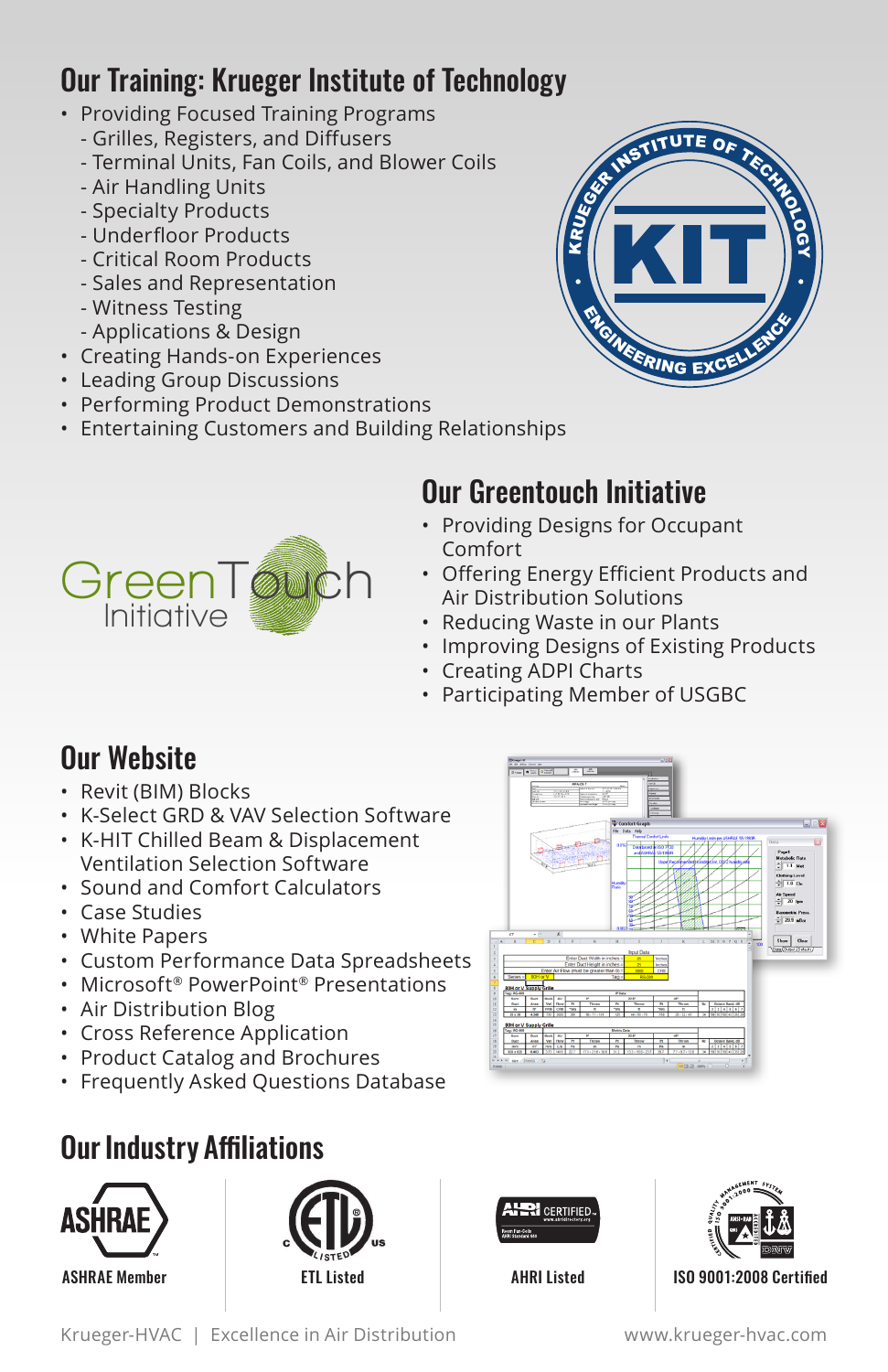## Our Training: Krueger Institute of Technology

- Providing Focused Training Programs
  - Grilles, Registers, and Diffusers
  - Terminal Units, Fan Coils, and Blower Coils
  - Air Handling Units
  - Specialty Products
  - Underfloor Products
  - Critical Room Products
  - Sales and Representation
  - Witness Testing
  - Applications & Design
- Creating Hands-on Experiences
- Leading Group Discussions
- Performing Product Demonstrations
- Entertaining Customers and Building Relationships

KRUEGER INSTITUTE OF TECHNOLOGY
KIT
ENGINEERING EXCELLENCE

GreenTouch Initiative

## Our Greentouch Initiative

- Providing Designs for Occupant Comfort
- Offering Energy Efficient Products and Air Distribution Solutions
- Reducing Waste in our Plants
- Improving Designs of Existing Products
- Creating ADPI Charts
- Participating Member of USGBC

## Our Website

- Revit (BIM) Blocks
- K-Select GRD & VAV Selection Software
- K-HIT Chilled Beam & Displacement Ventilation Selection Software
- Sound and Comfort Calculators
- Case Studies
- White Papers
- Custom Performance Data Spreadsheets
- Microsoft® PowerPoint® Presentations
- Air Distribution Blog
- Cross Reference Application
- Product Catalog and Brochures
- Frequently Asked Questions Database

## Our Industry Affiliations

ASHRAE Member

ETL Listed

AHRI Listed

ISO 9001:2008 Certified

Krueger-HVAC | Excellence in Air Distribution

www.krueger-hvac.com